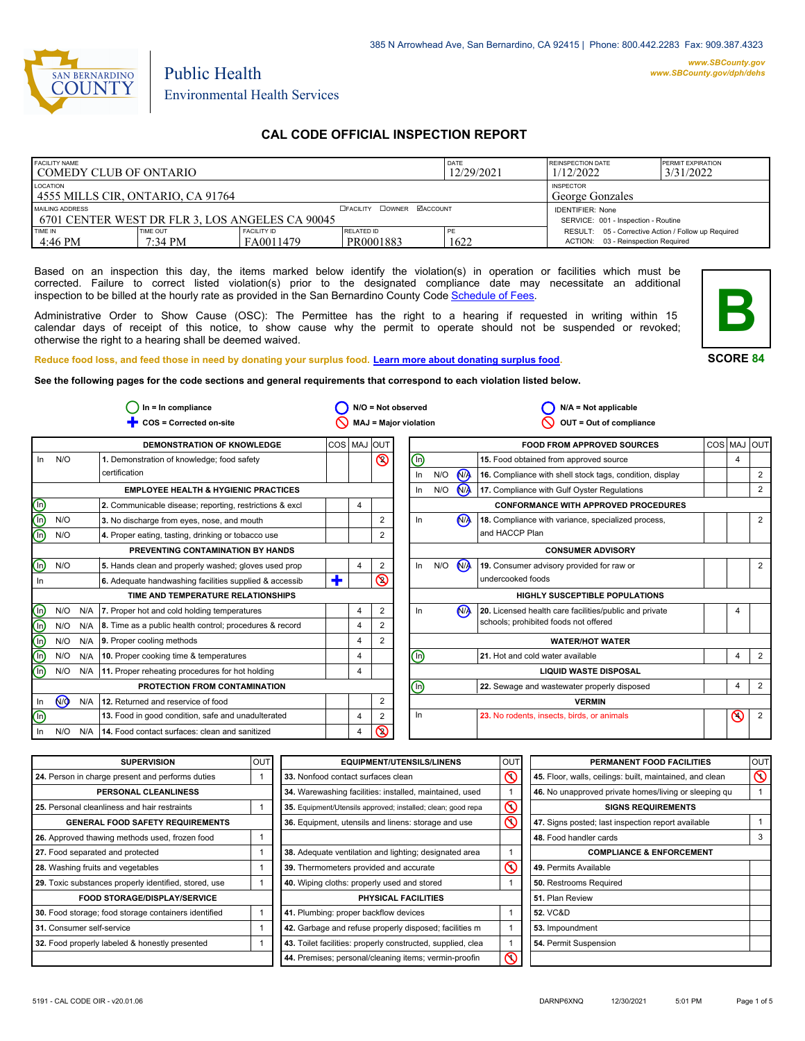385 N Arrowhead Ave, San Bernardino, CA 92415 | Phone: 800.442.2283 Fax: 909.387.4323

www.SBCounty.gov
www.SBCounty.gov/dph/dehs

SAN BERNARDINO COUNTY

Public Health
Environmental Health Services

# CAL CODE OFFICIAL INSPECTION REPORT

| FACILITY NAME | | | | DATE | REINSPECTION DATE | PERMIT EXPIRATION |
|---|---|---|---|---|---|---|
| COMEDY CLUB OF ONTARIO | | | | 12/29/2021 | 1/12/2022 | 3/31/2022 |
| LOCATION | | | | | INSPECTOR | |
| 4555 MILLS CIR, ONTARIO, CA 91764 | | | | | George Gonzales | |
| MAILING ADDRESS ☐FACILITY ☐OWNER ☑ACCOUNT | | | | | IDENTIFIER: None | |
| 6701 CENTER WEST DR FLR 3, LOS ANGELES CA 90045 | | | | | SERVICE: 001 - Inspection - Routine | |
| TIME IN | TIME OUT | FACILITY ID | RELATED ID | PE | RESULT: 05 - Corrective Action / Follow up Required | |
| 4:46 PM | 7:34 PM | FA0011479 | PR0001883 | 1622 | ACTION: 03 - Reinspection Required | |

Based on an inspection this day, the items marked below identify the violation(s) in operation or facilities which must be corrected. Failure to correct listed violation(s) prior to the designated compliance date may necessitate an additional inspection to be billed at the hourly rate as provided in the San Bernardino County Code Schedule of Fees.

Administrative Order to Show Cause (OSC): The Permittee has the right to a hearing if requested in writing within 15 calendar days of receipt of this notice, to show cause why the permit to operate should not be suspended or revoked; otherwise the right to a hearing shall be deemed waived.

**B**

**SCORE 84**

Reduce food loss, and feed those in need by donating your surplus food. Learn more about donating surplus food.

**See the following pages for the code sections and general requirements that correspond to each violation listed below.**

In = In compliance | N/O = Not observed | N/A = Not applicable
COS = Corrected on-site | MAJ = Major violation | OUT = Out of compliance

| | | | DEMONSTRATION OF KNOWLEDGE | COS | MAJ | OUT |
|---|---|---|---|---|---|---|
| In | N/O | | 1. Demonstration of knowledge; food safety certification | | | ⊘2 |
| | | | **EMPLOYEE HEALTH & HYGIENIC PRACTICES** | | | |
| (In) | | | 2. Communicable disease; reporting, restrictions & excl | | 4 | |
| (In) | N/O | | 3. No discharge from eyes, nose, and mouth | | | 2 |
| (In) | N/O | | 4. Proper eating, tasting, drinking or tobacco use | | | 2 |
| | | | **PREVENTING CONTAMINATION BY HANDS** | | | |
| (In) | N/O | | 5. Hands clean and properly washed; gloves used prop | | 4 | 2 |
| In | | | 6. Adequate handwashing facilities supplied & accessib | ✚ | | ⊘2 |
| | | | **TIME AND TEMPERATURE RELATIONSHIPS** | | | |
| (In) | N/O | N/A | 7. Proper hot and cold holding temperatures | | 4 | 2 |
| (In) | N/O | N/A | 8. Time as a public health control; procedures & record | | 4 | 2 |
| (In) | N/O | N/A | 9. Proper cooling methods | | 4 | 2 |
| (In) | N/O | N/A | 10. Proper cooking time & temperatures | | 4 | |
| (In) | N/O | N/A | 11. Proper reheating procedures for hot holding | | 4 | |
| | | | **PROTECTION FROM CONTAMINATION** | | | |
| In | (N/O) | N/A | 12. Returned and reservice of food | | | 2 |
| (In) | | | 13. Food in good condition, safe and unadulterated | | 4 | 2 |
| In | N/O | N/A | 14. Food contact surfaces: clean and sanitized | | 4 | ⊘2 |

| | | | FOOD FROM APPROVED SOURCES | COS | MAJ | OUT |
|---|---|---|---|---|---|---|
| (In) | | | 15. Food obtained from approved source | | 4 | |
| In | N/O | (N/A) | 16. Compliance with shell stock tags, condition, display | | | 2 |
| In | N/O | (N/A) | 17. Compliance with Gulf Oyster Regulations | | | 2 |
| | | | **CONFORMANCE WITH APPROVED PROCEDURES** | | | |
| In | | (N/A) | 18. Compliance with variance, specialized process, and HACCP Plan | | | 2 |
| | | | **CONSUMER ADVISORY** | | | |
| In | N/O | (N/A) | 19. Consumer advisory provided for raw or undercooked foods | | | 2 |
| | | | **HIGHLY SUSCEPTIBLE POPULATIONS** | | | |
| In | | (N/A) | 20. Licensed health care facilities/public and private schools; prohibited foods not offered | | 4 | |
| | | | **WATER/HOT WATER** | | | |
| (In) | | | 21. Hot and cold water available | | 4 | 2 |
| | | | **LIQUID WASTE DISPOSAL** | | | |
| (In) | | | 22. Sewage and wastewater properly disposed | | 4 | 2 |
| | | | **VERMIN** | | | |
| In | | | 23. No rodents, insects, birds, or animals | | ⊘4 | 2 |

| SUPERVISION | OUT |
|---|---|
| 24. Person in charge present and performs duties | 1 |
| **PERSONAL CLEANLINESS** | |
| 25. Personal cleanliness and hair restraints | 1 |
| **GENERAL FOOD SAFETY REQUIREMENTS** | |
| 26. Approved thawing methods used, frozen food | 1 |
| 27. Food separated and protected | 1 |
| 28. Washing fruits and vegetables | 1 |
| 29. Toxic substances properly identified, stored, use | 1 |
| **FOOD STORAGE/DISPLAY/SERVICE** | |
| 30. Food storage; food storage containers identified | 1 |
| 31. Consumer self-service | 1 |
| 32. Food properly labeled & honestly presented | 1 |

| EQUIPMENT/UTENSILS/LINENS | OUT |
|---|---|
| 33. Nonfood contact surfaces clean | ⊘1 |
| 34. Warewashing facilities: installed, maintained, used | 1 |
| 35. Equipment/Utensils approved; installed; clean; good repa | ⊘1 |
| 36. Equipment, utensils and linens: storage and use | ⊘1 |
| 38. Adequate ventilation and lighting; designated area | 1 |
| 39. Thermometers provided and accurate | ⊘1 |
| 40. Wiping cloths: properly used and stored | 1 |
| **PHYSICAL FACILITIES** | |
| 41. Plumbing: proper backflow devices | 1 |
| 42. Garbage and refuse properly disposed; facilities m | 1 |
| 43. Toilet facilities: properly constructed, supplied, clea | 1 |
| 44. Premises; personal/cleaning items; vermin-proofin | ⊘1 |

| PERMANENT FOOD FACILITIES | OUT |
|---|---|
| 45. Floor, walls, ceilings: built, maintained, and clean | ⊘1 |
| 46. No unapproved private homes/living or sleeping qu | 1 |
| **SIGNS REQUIREMENTS** | |
| 47. Signs posted; last inspection report available | 1 |
| 48. Food handler cards | 3 |
| **COMPLIANCE & ENFORCEMENT** | |
| 49. Permits Available | |
| 50. Restrooms Required | |
| 51. Plan Review | |
| 52. VC&D | |
| 53. Impoundment | |
| 54. Permit Suspension | |

5191 - CAL CODE OIR - v20.01.06 DARNP6XNQ 12/30/2021 5:01 PM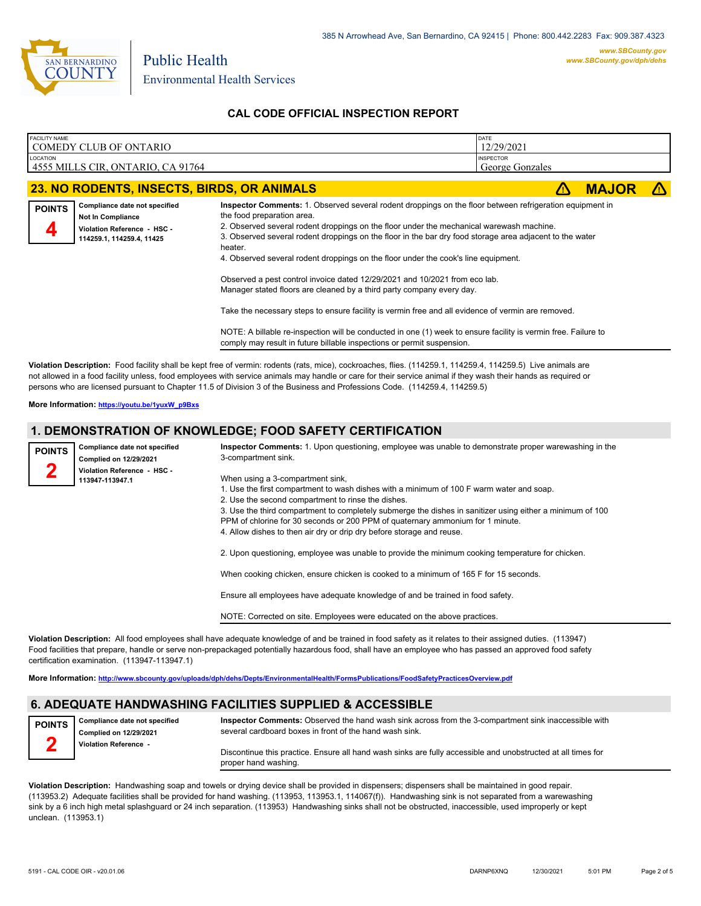**Public Health**
**Environmental Health Services**

385 N Arrowhead Ave, San Bernardino, CA 92415 | Phone: 800.442.2283 Fax: 909.387.4323
www.SBCounty.gov
www.SBCounty.gov/dph/dehs

## CAL CODE OFFICIAL INSPECTION REPORT

| FACILITY NAME | DATE |
| --- | --- |
| COMEDY CLUB OF ONTARIO | 12/29/2021 |
| **LOCATION** | **INSPECTOR** |
| 4555 MILLS CIR, ONTARIO, CA 91764 | George Gonzales |

## 23. NO RODENTS, INSECTS, BIRDS, OR ANIMALS — MAJOR

**POINTS 4**

Compliance date not specified
Not In Compliance
Violation Reference - HSC - 114259.1, 114259.4, 11425

**Inspector Comments:** 1. Observed several rodent droppings on the floor between refrigeration equipment in the food preparation area.
2. Observed several rodent droppings on the floor under the mechanical warewash machine.
3. Observed several rodent droppings on the floor in the bar dry food storage area adjacent to the water heater.
4. Observed several rodent droppings on the floor under the cook's line equipment.

Observed a pest control invoice dated 12/29/2021 and 10/2021 from eco lab.
Manager stated floors are cleaned by a third party company every day.

Take the necessary steps to ensure facility is vermin free and all evidence of vermin are removed.

NOTE: A billable re-inspection will be conducted in one (1) week to ensure facility is vermin free. Failure to comply may result in future billable inspections or permit suspension.

**Violation Description:** Food facility shall be kept free of vermin: rodents (rats, mice), cockroaches, flies. (114259.1, 114259.4, 114259.5) Live animals are not allowed in a food facility unless, food employees with service animals may handle or care for their service animal if they wash their hands as required or persons who are licensed pursuant to Chapter 11.5 of Division 3 of the Business and Professions Code. (114259.4, 114259.5)

**More Information:** https://youtu.be/1yuxW_p9Bxs

## 1. DEMONSTRATION OF KNOWLEDGE; FOOD SAFETY CERTIFICATION

**POINTS 2**

Compliance date not specified
Complied on 12/29/2021
Violation Reference - HSC - 113947-113947.1

**Inspector Comments:** 1. Upon questioning, employee was unable to demonstrate proper warewashing in the 3-compartment sink.

When using a 3-compartment sink,
1. Use the first compartment to wash dishes with a minimum of 100 F warm water and soap.
2. Use the second compartment to rinse the dishes.
3. Use the third compartment to completely submerge the dishes in sanitizer using either a minimum of 100 PPM of chlorine for 30 seconds or 200 PPM of quaternary ammonium for 1 minute.
4. Allow dishes to then air dry or drip dry before storage and reuse.

2. Upon questioning, employee was unable to provide the minimum cooking temperature for chicken.

When cooking chicken, ensure chicken is cooked to a minimum of 165 F for 15 seconds.

Ensure all employees have adequate knowledge of and be trained in food safety.

NOTE: Corrected on site. Employees were educated on the above practices.

**Violation Description:** All food employees shall have adequate knowledge of and be trained in food safety as it relates to their assigned duties. (113947) Food facilities that prepare, handle or serve non-prepackaged potentially hazardous food, shall have an employee who has passed an approved food safety certification examination. (113947-113947.1)

**More Information:** http://www.sbcounty.gov/uploads/dph/dehs/Depts/EnvironmentalHealth/FormsPublications/FoodSafetyPracticesOverview.pdf

## 6. ADEQUATE HANDWASHING FACILITIES SUPPLIED & ACCESSIBLE

**POINTS 2**

Compliance date not specified
Complied on 12/29/2021
Violation Reference -

**Inspector Comments:** Observed the hand wash sink across from the 3-compartment sink inaccessible with several cardboard boxes in front of the hand wash sink.

Discontinue this practice. Ensure all hand wash sinks are fully accessible and unobstructed at all times for proper hand washing.

**Violation Description:** Handwashing soap and towels or drying device shall be provided in dispensers; dispensers shall be maintained in good repair. (113953.2) Adequate facilities shall be provided for hand washing. (113953, 113953.1, 114067(f)). Handwashing sink is not separated from a warewashing sink by a 6 inch high metal splashguard or 24 inch separation. (113953) Handwashing sinks shall not be obstructed, inaccessible, used improperly or kept unclean. (113953.1)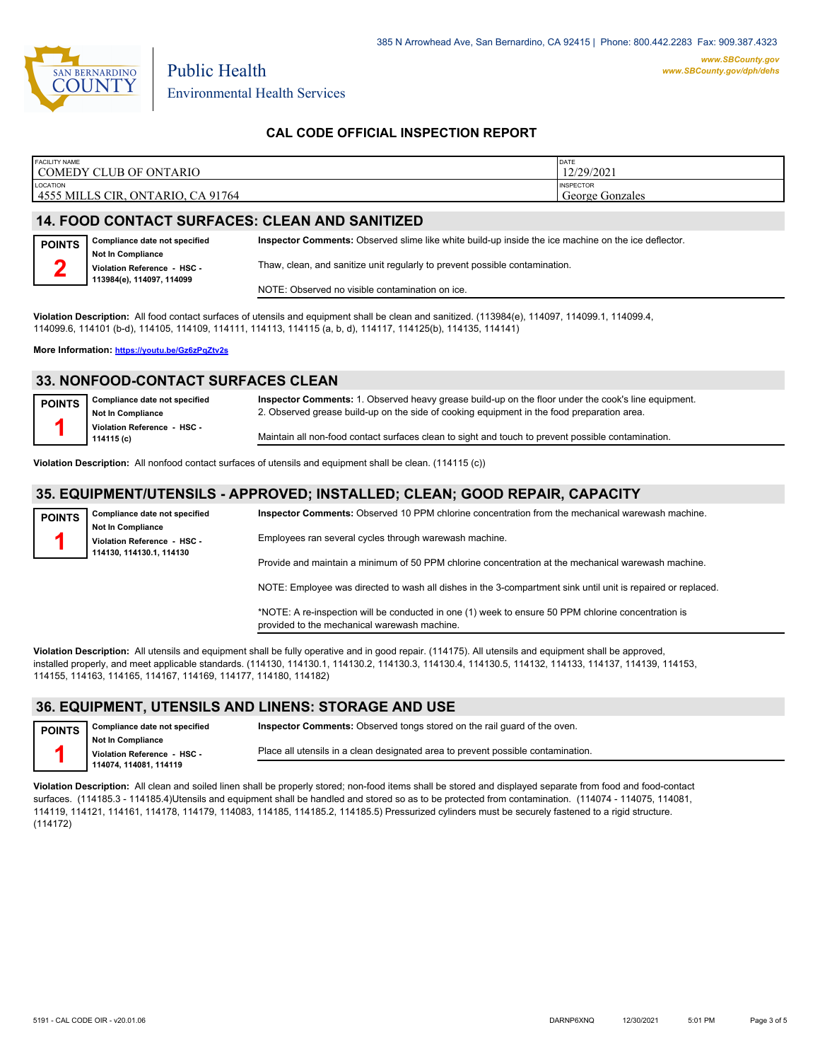385 N Arrowhead Ave, San Bernardino, CA 92415 | Phone: 800.442.2283 Fax: 909.387.4323

www.SBCounty.gov
www.SBCounty.gov/dph/dehs

Public Health
Environmental Health Services

## CAL CODE OFFICIAL INSPECTION REPORT

| FACILITY NAME | DATE |
|---|---|
| COMEDY CLUB OF ONTARIO | 12/29/2021 |
| LOCATION | INSPECTOR |
| 4555 MILLS CIR, ONTARIO, CA 91764 | George Gonzales |

## 14. FOOD CONTACT SURFACES: CLEAN AND SANITIZED

**POINTS** 2

**Compliance date not specified**
**Not In Compliance**
**Violation Reference - HSC - 113984(e), 114097, 114099**

**Inspector Comments:** Observed slime like white build-up inside the ice machine on the ice deflector.

Thaw, clean, and sanitize unit regularly to prevent possible contamination.

NOTE: Observed no visible contamination on ice.

**Violation Description:** All food contact surfaces of utensils and equipment shall be clean and sanitized. (113984(e), 114097, 114099.1, 114099.4, 114099.6, 114101 (b-d), 114105, 114109, 114111, 114113, 114115 (a, b, d), 114117, 114125(b), 114135, 114141)

**More Information:** https://youtu.be/Gz6zPqZtv2s

## 33. NONFOOD-CONTACT SURFACES CLEAN

**POINTS** 1

**Compliance date not specified**
**Not In Compliance**
**Violation Reference - HSC - 114115 (c)**

**Inspector Comments:** 1. Observed heavy grease build-up on the floor under the cook's line equipment.
2. Observed grease build-up on the side of cooking equipment in the food preparation area.

Maintain all non-food contact surfaces clean to sight and touch to prevent possible contamination.

**Violation Description:** All nonfood contact surfaces of utensils and equipment shall be clean. (114115 (c))

## 35. EQUIPMENT/UTENSILS - APPROVED; INSTALLED; CLEAN; GOOD REPAIR, CAPACITY

**POINTS** 1

**Compliance date not specified**
**Not In Compliance**
**Violation Reference - HSC - 114130, 114130.1, 114130**

**Inspector Comments:** Observed 10 PPM chlorine concentration from the mechanical warewash machine.

Employees ran several cycles through warewash machine.

Provide and maintain a minimum of 50 PPM chlorine concentration at the mechanical warewash machine.

NOTE: Employee was directed to wash all dishes in the 3-compartment sink until unit is repaired or replaced.

*NOTE: A re-inspection will be conducted in one (1) week to ensure 50 PPM chlorine concentration is provided to the mechanical warewash machine.

**Violation Description:** All utensils and equipment shall be fully operative and in good repair. (114175). All utensils and equipment shall be approved, installed properly, and meet applicable standards. (114130, 114130.1, 114130.2, 114130.3, 114130.4, 114130.5, 114132, 114133, 114137, 114139, 114153, 114155, 114163, 114165, 114167, 114169, 114177, 114180, 114182)

## 36. EQUIPMENT, UTENSILS AND LINENS: STORAGE AND USE

**POINTS** 1

**Compliance date not specified**
**Not In Compliance**
**Violation Reference - HSC - 114074, 114081, 114119**

**Inspector Comments:** Observed tongs stored on the rail guard of the oven.

Place all utensils in a clean designated area to prevent possible contamination.

**Violation Description:** All clean and soiled linen shall be properly stored; non-food items shall be stored and displayed separate from food and food-contact surfaces. (114185.3 - 114185.4)Utensils and equipment shall be handled and stored so as to be protected from contamination. (114074 - 114075, 114081, 114119, 114121, 114161, 114178, 114179, 114083, 114185, 114185.2, 114185.5) Pressurized cylinders must be securely fastened to a rigid structure. (114172)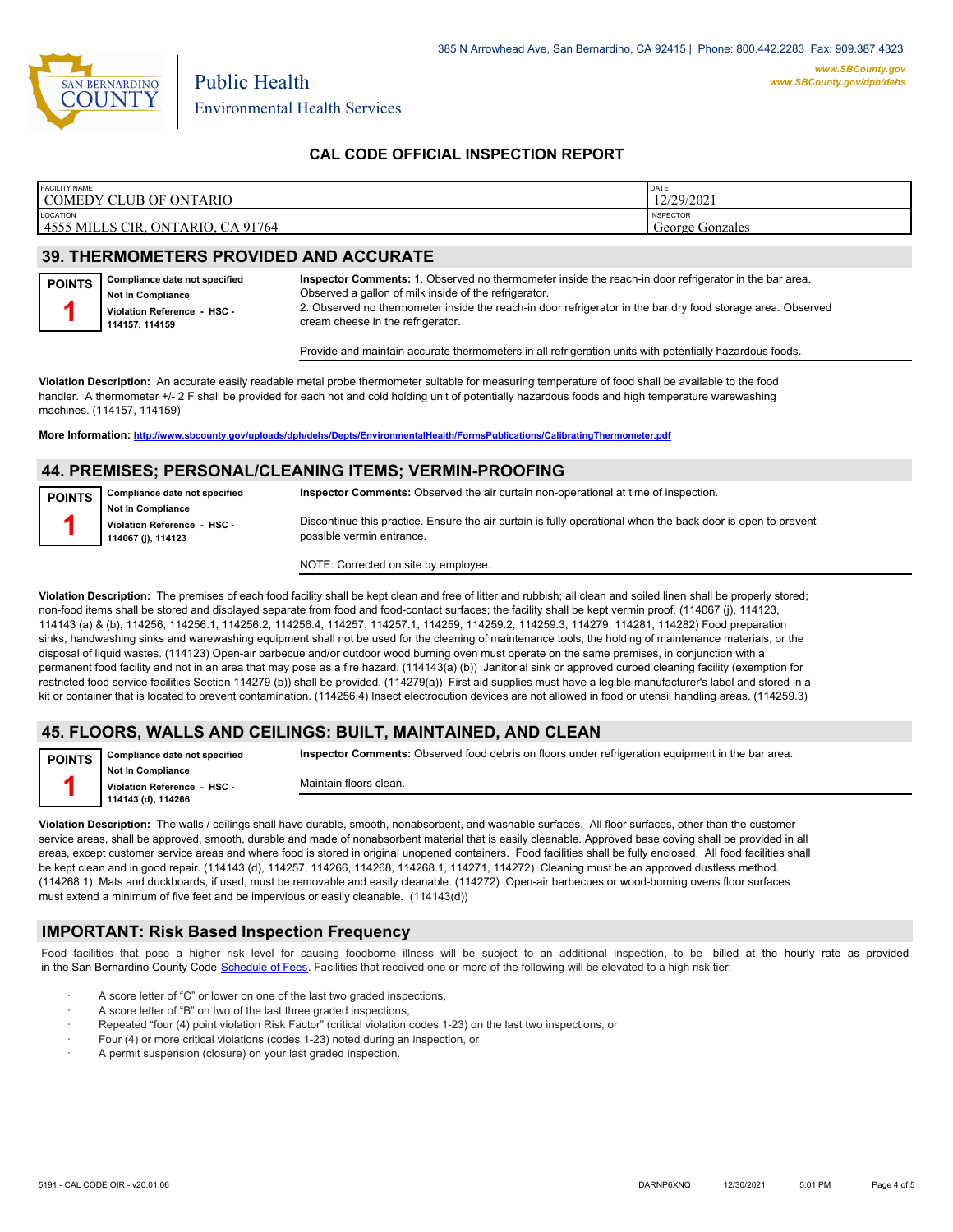385 N Arrowhead Ave, San Bernardino, CA 92415 | Phone: 800.442.2283 Fax: 909.387.4323

**www.SBCounty.gov**
**www.SBCounty.gov/dph/dehs**

Public Health
Environmental Health Services

## CAL CODE OFFICIAL INSPECTION REPORT

| FACILITY NAME | DATE |
|---|---|
| COMEDY CLUB OF ONTARIO | 12/29/2021 |
| **LOCATION** | **INSPECTOR** |
| 4555 MILLS CIR, ONTARIO, CA 91764 | George Gonzales |

## 39. THERMOMETERS PROVIDED AND ACCURATE

**POINTS** **1**

**Compliance date not specified**
**Not In Compliance**
**Violation Reference - HSC - 114157, 114159**

**Inspector Comments:** 1. Observed no thermometer inside the reach-in door refrigerator in the bar area. Observed a gallon of milk inside of the refrigerator.
2. Observed no thermometer inside the reach-in door refrigerator in the bar dry food storage area. Observed cream cheese in the refrigerator.

Provide and maintain accurate thermometers in all refrigeration units with potentially hazardous foods.

**Violation Description:** An accurate easily readable metal probe thermometer suitable for measuring temperature of food shall be available to the food handler. A thermometer +/- 2 F shall be provided for each hot and cold holding unit of potentially hazardous foods and high temperature warewashing machines. (114157, 114159)

**More Information: http://www.sbcounty.gov/uploads/dph/dehs/Depts/EnvironmentalHealth/FormsPublications/CalibratingThermometer.pdf**

## 44. PREMISES; PERSONAL/CLEANING ITEMS; VERMIN-PROOFING

**POINTS** **1**

**Compliance date not specified**
**Not In Compliance**
**Violation Reference - HSC - 114067 (j), 114123**

**Inspector Comments:** Observed the air curtain non-operational at time of inspection.

Discontinue this practice. Ensure the air curtain is fully operational when the back door is open to prevent possible vermin entrance.

NOTE: Corrected on site by employee.

**Violation Description:** The premises of each food facility shall be kept clean and free of litter and rubbish; all clean and soiled linen shall be properly stored; non-food items shall be stored and displayed separate from food and food-contact surfaces; the facility shall be kept vermin proof. (114067 (j), 114123, 114143 (a) & (b), 114256, 114256.1, 114256.2, 114256.4, 114257, 114257.1, 114259, 114259.2, 114259.3, 114279, 114281, 114282) Food preparation sinks, handwashing sinks and warewashing equipment shall not be used for the cleaning of maintenance tools, the holding of maintenance materials, or the disposal of liquid wastes. (114123) Open-air barbecue and/or outdoor wood burning oven must operate on the same premises, in conjunction with a permanent food facility and not in an area that may pose as a fire hazard. (114143(a) (b)) Janitorial sink or approved curbed cleaning facility (exemption for restricted food service facilities Section 114279 (b)) shall be provided. (114279(a)) First aid supplies must have a legible manufacturer's label and stored in a kit or container that is located to prevent contamination. (114256.4) Insect electrocution devices are not allowed in food or utensil handling areas. (114259.3)

## 45. FLOORS, WALLS AND CEILINGS: BUILT, MAINTAINED, AND CLEAN

**POINTS** **1**

**Compliance date not specified**
**Not In Compliance**
**Violation Reference - HSC - 114143 (d), 114266**

**Inspector Comments:** Observed food debris on floors under refrigeration equipment in the bar area.

Maintain floors clean.

**Violation Description:** The walls / ceilings shall have durable, smooth, nonabsorbent, and washable surfaces. All floor surfaces, other than the customer service areas, shall be approved, smooth, durable and made of nonabsorbent material that is easily cleanable. Approved base coving shall be provided in all areas, except customer service areas and where food is stored in original unopened containers. Food facilities shall be fully enclosed. All food facilities shall be kept clean and in good repair. (114143 (d), 114257, 114266, 114268, 114268.1, 114271, 114272) Cleaning must be an approved dustless method. (114268.1) Mats and duckboards, if used, must be removable and easily cleanable. (114272) Open-air barbecues or wood-burning ovens floor surfaces must extend a minimum of five feet and be impervious or easily cleanable. (114143(d))

## IMPORTANT: Risk Based Inspection Frequency

Food facilities that pose a higher risk level for causing foodborne illness will be subject to an additional inspection, to be billed at the hourly rate as provided in the San Bernardino County Code Schedule of Fees. Facilities that received one or more of the following will be elevated to a high risk tier:

- A score letter of "C" or lower on one of the last two graded inspections,
- A score letter of "B" on two of the last three graded inspections,
- Repeated "four (4) point violation Risk Factor" (critical violation codes 1-23) on the last two inspections, or
- Four (4) or more critical violations (codes 1-23) noted during an inspection, or
- A permit suspension (closure) on your last graded inspection.

5191 - CAL CODE OIR - v20.01.06 DARNP6XNQ 12/30/2021 5:01 PM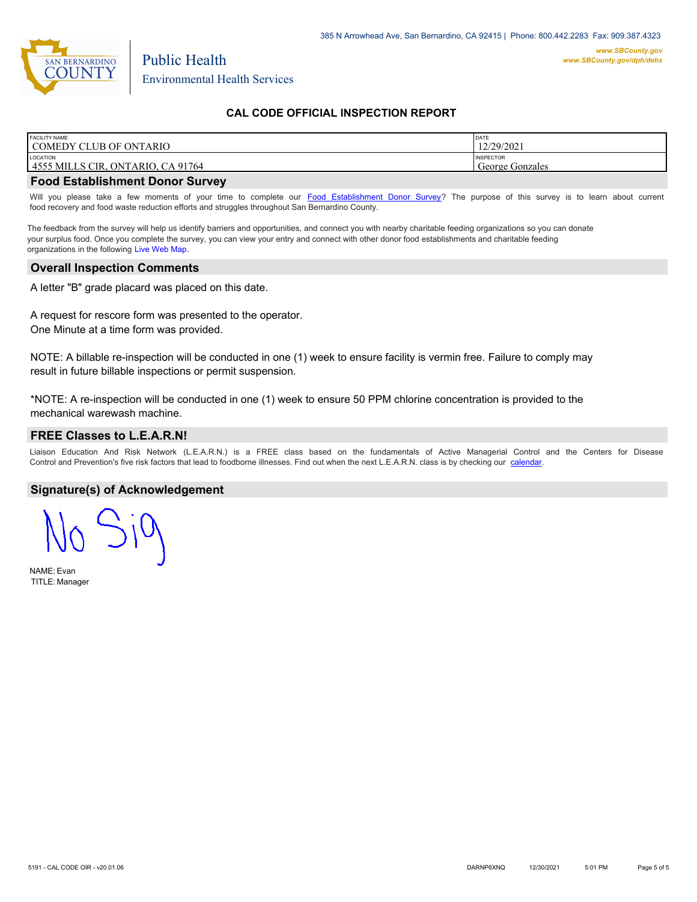385 N Arrowhead Ave, San Bernardino, CA 92415 | Phone: 800.442.2283 Fax: 909.387.4323

www.SBCounty.gov
www.SBCounty.gov/dph/dehs

SAN BERNARDINO COUNTY

Public Health
Environmental Health Services

## CAL CODE OFFICIAL INSPECTION REPORT

| FACILITY NAME | DATE |
|---|---|
| COMEDY CLUB OF ONTARIO | 12/29/2021 |
| **LOCATION** | **INSPECTOR** |
| 4555 MILLS CIR, ONTARIO, CA 91764 | George Gonzales |

### Food Establishment Donor Survey

Will you please take a few moments of your time to complete our Food Establishment Donor Survey? The purpose of this survey is to learn about current food recovery and food waste reduction efforts and struggles throughout San Bernardino County.

The feedback from the survey will help us identify barriers and opportunities, and connect you with nearby charitable feeding organizations so you can donate your surplus food. Once you complete the survey, you can view your entry and connect with other donor food establishments and charitable feeding organizations in the following Live Web Map.

### Overall Inspection Comments

A letter "B" grade placard was placed on this date.

A request for rescore form was presented to the operator.
One Minute at a time form was provided.

NOTE: A billable re-inspection will be conducted in one (1) week to ensure facility is vermin free. Failure to comply may result in future billable inspections or permit suspension.

*NOTE: A re-inspection will be conducted in one (1) week to ensure 50 PPM chlorine concentration is provided to the mechanical warewash machine.

### FREE Classes to L.E.A.R.N!

Liaison Education And Risk Network (L.E.A.R.N.) is a FREE class based on the fundamentals of Active Managerial Control and the Centers for Disease Control and Prevention's five risk factors that lead to foodborne illnesses. Find out when the next L.E.A.R.N. class is by checking our calendar.

### Signature(s) of Acknowledgement

No Sig

NAME: Evan
TITLE: Manager

5191 - CAL CODE OIR - v20.01.06 DARNP6XNQ 12/30/2021 5:01 PM